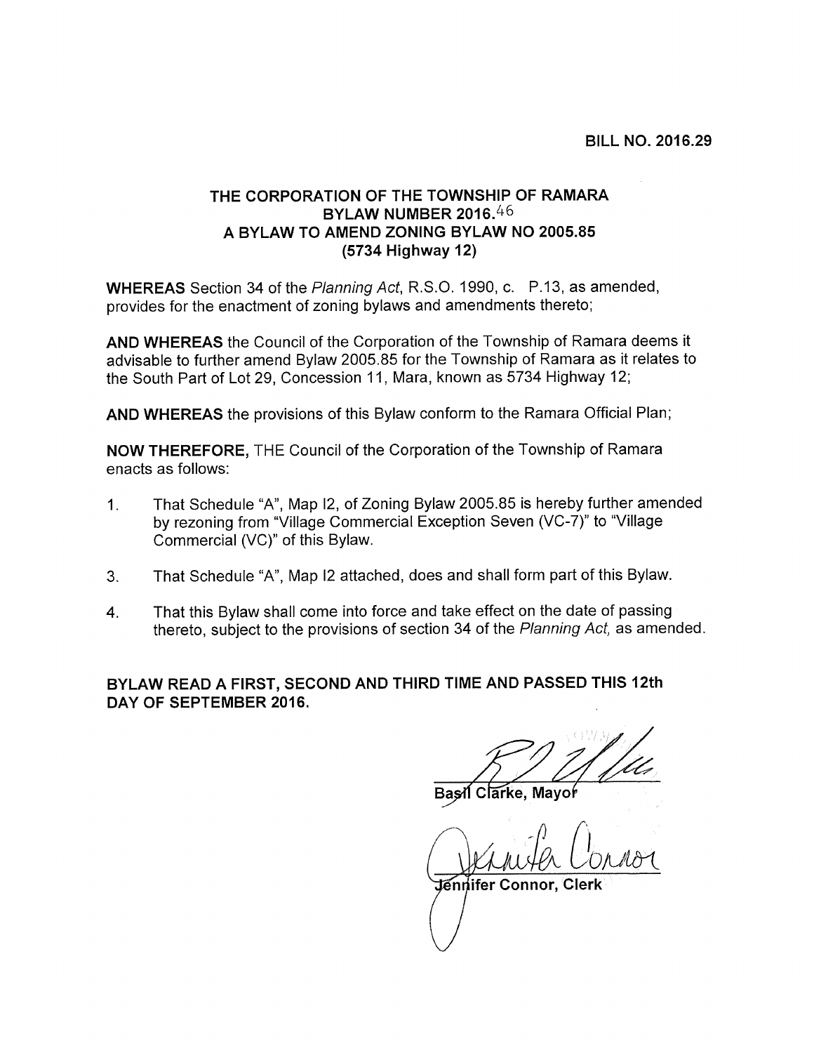**BILL NO. 2016.29**

**THE CORPORATION OF THE TOWNSHIP OF RAMARA**
**BYLAW NUMBER 2016.46**
**A BYLAW TO AMEND ZONING BYLAW NO 2005.85**
**(5734 Highway 12)**

**WHEREAS** Section 34 of the *Planning Act*, R.S.O. 1990, c. P.13, as amended, provides for the enactment of zoning bylaws and amendments thereto;

**AND WHEREAS** the Council of the Corporation of the Township of Ramara deems it advisable to further amend Bylaw 2005.85 for the Township of Ramara as it relates to the South Part of Lot 29, Concession 11, Mara, known as 5734 Highway 12;

**AND WHEREAS** the provisions of this Bylaw conform to the Ramara Official Plan;

**NOW THEREFORE,** THE Council of the Corporation of the Township of Ramara enacts as follows:

1. That Schedule "A", Map I2, of Zoning Bylaw 2005.85 is hereby further amended by rezoning from "Village Commercial Exception Seven (VC-7)" to "Village Commercial (VC)" of this Bylaw.

3. That Schedule "A", Map I2 attached, does and shall form part of this Bylaw.

4. That this Bylaw shall come into force and take effect on the date of passing thereto, subject to the provisions of section 34 of the *Planning Act,* as amended.

**BYLAW READ A FIRST, SECOND AND THIRD TIME AND PASSED THIS 12th DAY OF SEPTEMBER 2016.**

**Basil Clarke, Mayor**

**Jennifer Connor, Clerk**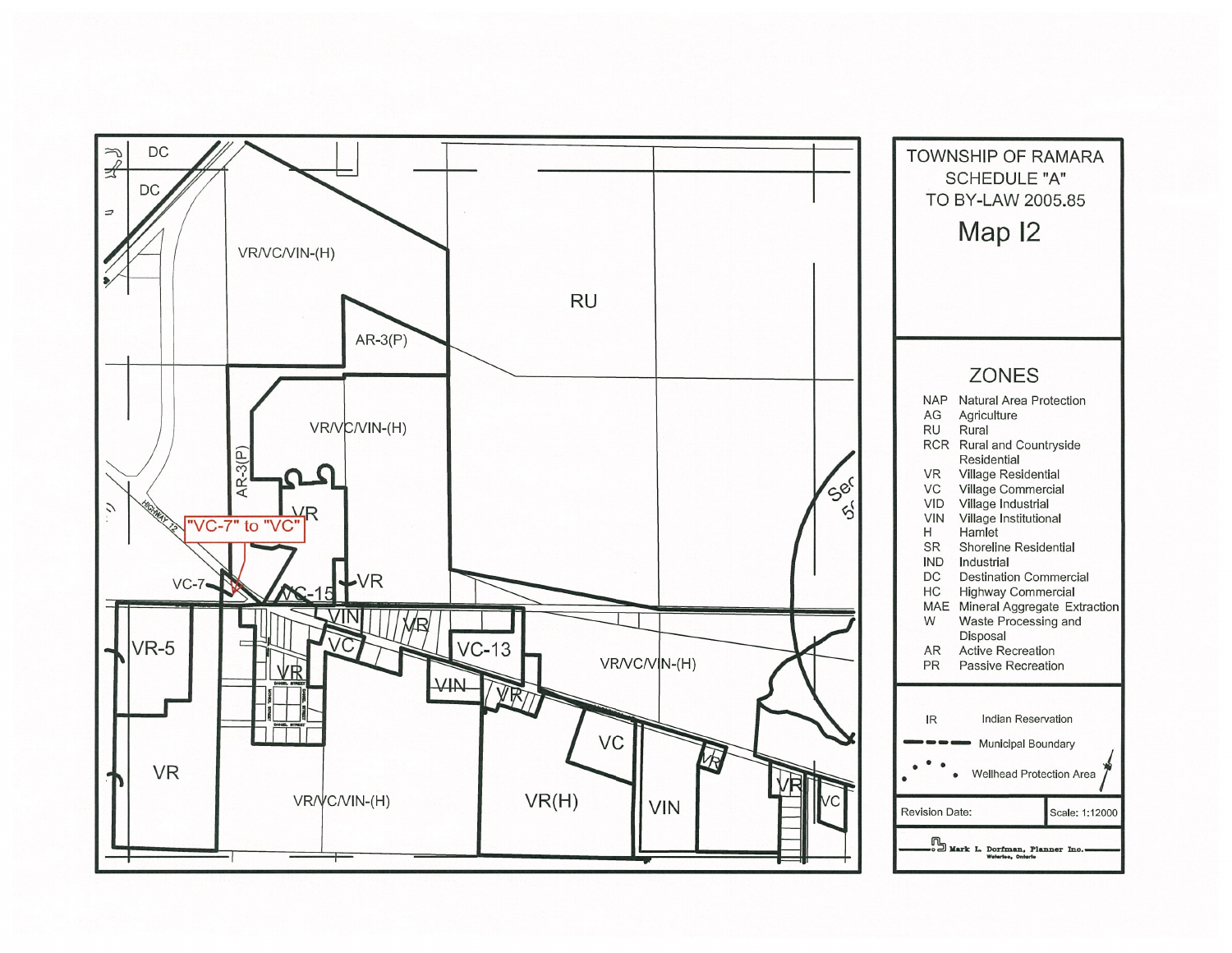TOWNSHIP OF RAMARA
SCHEDULE "A"
TO BY-LAW 2005.85

# Map I2

## ZONES

| | |
|---|---|
| NAP | Natural Area Protection |
| AG | Agriculture |
| RU | Rural |
| RCR | Rural and Countryside Residential |
| VR | Village Residential |
| VC | Village Commercial |
| VID | Village Industrial |
| VIN | Village Institutional |
| H | Hamlet |
| SR | Shoreline Residential |
| IND | Industrial |
| DC | Destination Commercial |
| HC | Highway Commercial |
| MAE | Mineral Aggregate Extraction |
| W | Waste Processing and Disposal |
| AR | Active Recreation |
| PR | Passive Recreation |

IR Indian Reservation

Municipal Boundary

Wellhead Protection Area

Revision Date:

Scale: 1:12000

Mark L. Dorfman, Planner Inc.
Waterloo, Ontario

DC
DC
VR/VC/VIN-(H)
RU
AR-3(P)
VR/VC/VIN-(H)
AR-3(P)
VR
HIGHWAY 12
"VC-7" to "VC"
VC-7
VC-15
VR
VIN
VR
VC
VC-13
VR-5
VR
VIN
VR
VR/VC/VIN-(H)
VC
VR
VR/VC/VIN-(H)
VR(H)
VIN
VR
VR
VC